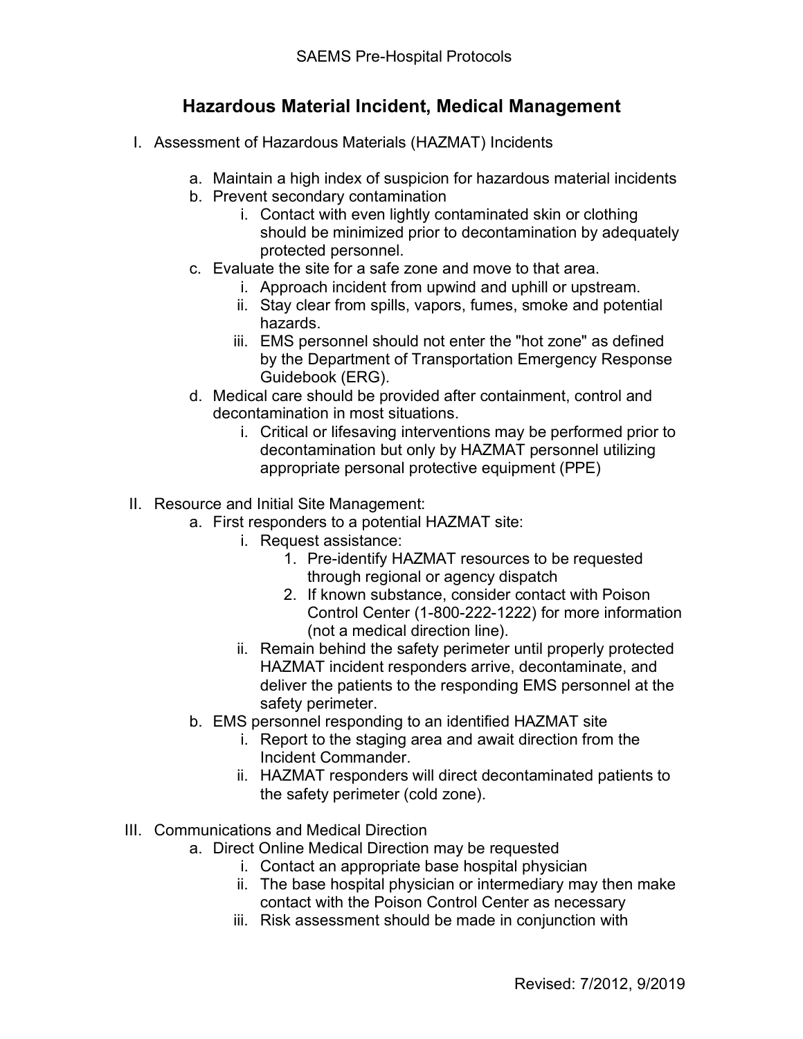# Hazardous Material Incident, Medical Management

I. Assessment of Hazardous Materials (HAZMAT) Incidents

   a. Maintain a high index of suspicion for hazardous material incidents
   b. Prevent secondary contamination
      i. Contact with even lightly contaminated skin or clothing should be minimized prior to decontamination by adequately protected personnel.
   c. Evaluate the site for a safe zone and move to that area.
      i. Approach incident from upwind and uphill or upstream.
      ii. Stay clear from spills, vapors, fumes, smoke and potential hazards.
      iii. EMS personnel should not enter the "hot zone" as defined by the Department of Transportation Emergency Response Guidebook (ERG).
   d. Medical care should be provided after containment, control and decontamination in most situations.
      i. Critical or lifesaving interventions may be performed prior to decontamination but only by HAZMAT personnel utilizing appropriate personal protective equipment (PPE)

II. Resource and Initial Site Management:

   a. First responders to a potential HAZMAT site:
      i. Request assistance:
         1. Pre-identify HAZMAT resources to be requested through regional or agency dispatch
         2. If known substance, consider contact with Poison Control Center (1-800-222-1222) for more information (not a medical direction line).
      ii. Remain behind the safety perimeter until properly protected HAZMAT incident responders arrive, decontaminate, and deliver the patients to the responding EMS personnel at the safety perimeter.
   b. EMS personnel responding to an identified HAZMAT site
      i. Report to the staging area and await direction from the Incident Commander.
      ii. HAZMAT responders will direct decontaminated patients to the safety perimeter (cold zone).

III. Communications and Medical Direction

   a. Direct Online Medical Direction may be requested
      i. Contact an appropriate base hospital physician
      ii. The base hospital physician or intermediary may then make contact with the Poison Control Center as necessary
      iii. Risk assessment should be made in conjunction with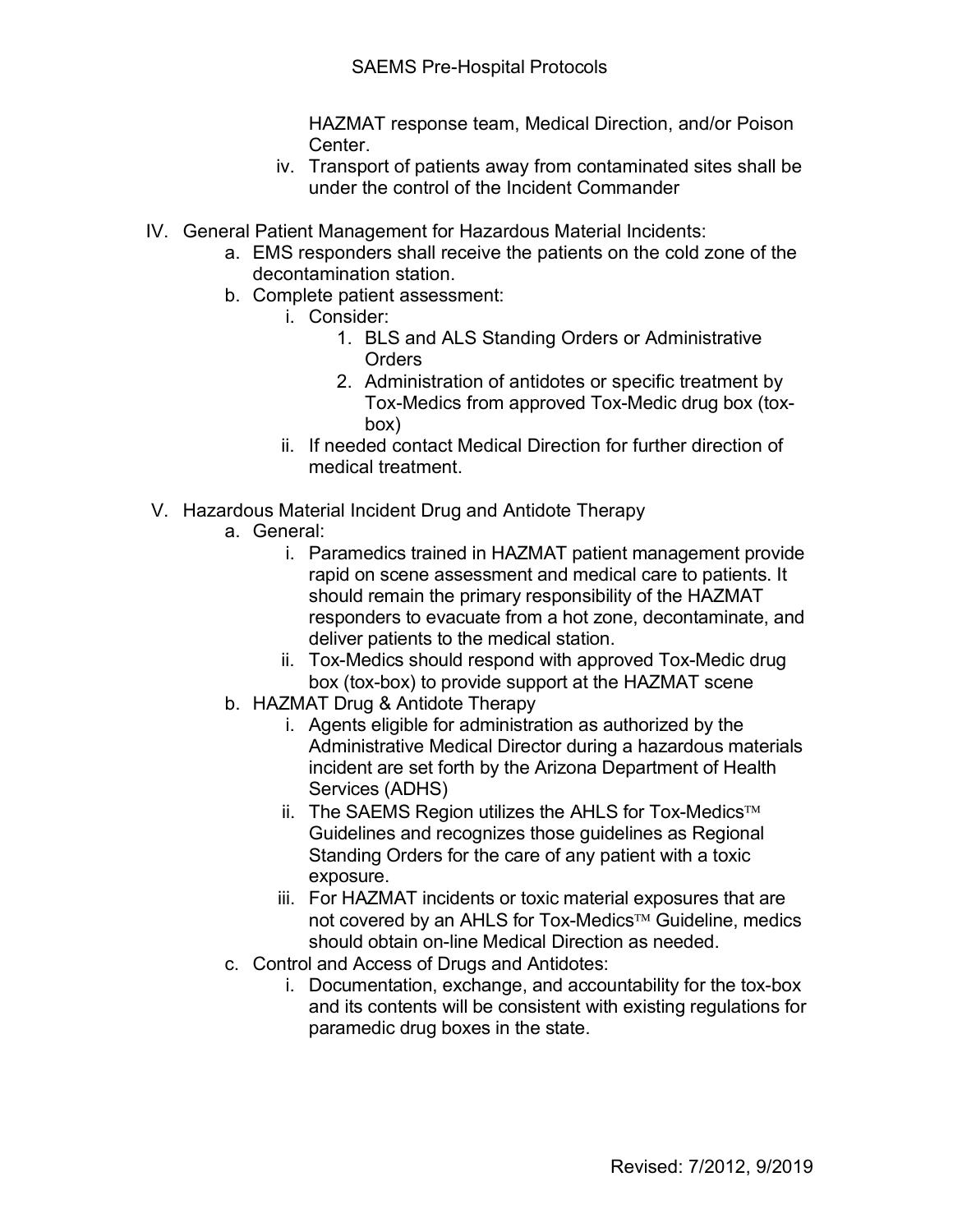HAZMAT response team, Medical Direction, and/or Poison Center.

iv. Transport of patients away from contaminated sites shall be under the control of the Incident Commander

IV. General Patient Management for Hazardous Material Incidents:

a. EMS responders shall receive the patients on the cold zone of the decontamination station.

b. Complete patient assessment:

i. Consider:

1. BLS and ALS Standing Orders or Administrative Orders
2. Administration of antidotes or specific treatment by Tox-Medics from approved Tox-Medic drug box (tox-box)

ii. If needed contact Medical Direction for further direction of medical treatment.

V. Hazardous Material Incident Drug and Antidote Therapy

a. General:

i. Paramedics trained in HAZMAT patient management provide rapid on scene assessment and medical care to patients. It should remain the primary responsibility of the HAZMAT responders to evacuate from a hot zone, decontaminate, and deliver patients to the medical station.

ii. Tox-Medics should respond with approved Tox-Medic drug box (tox-box) to provide support at the HAZMAT scene

b. HAZMAT Drug & Antidote Therapy

i. Agents eligible for administration as authorized by the Administrative Medical Director during a hazardous materials incident are set forth by the Arizona Department of Health Services (ADHS)

ii. The SAEMS Region utilizes the AHLS for Tox-Medics™ Guidelines and recognizes those guidelines as Regional Standing Orders for the care of any patient with a toxic exposure.

iii. For HAZMAT incidents or toxic material exposures that are not covered by an AHLS for Tox-Medics™ Guideline, medics should obtain on-line Medical Direction as needed.

c. Control and Access of Drugs and Antidotes:

i. Documentation, exchange, and accountability for the tox-box and its contents will be consistent with existing regulations for paramedic drug boxes in the state.

Revised: 7/2012, 9/2019